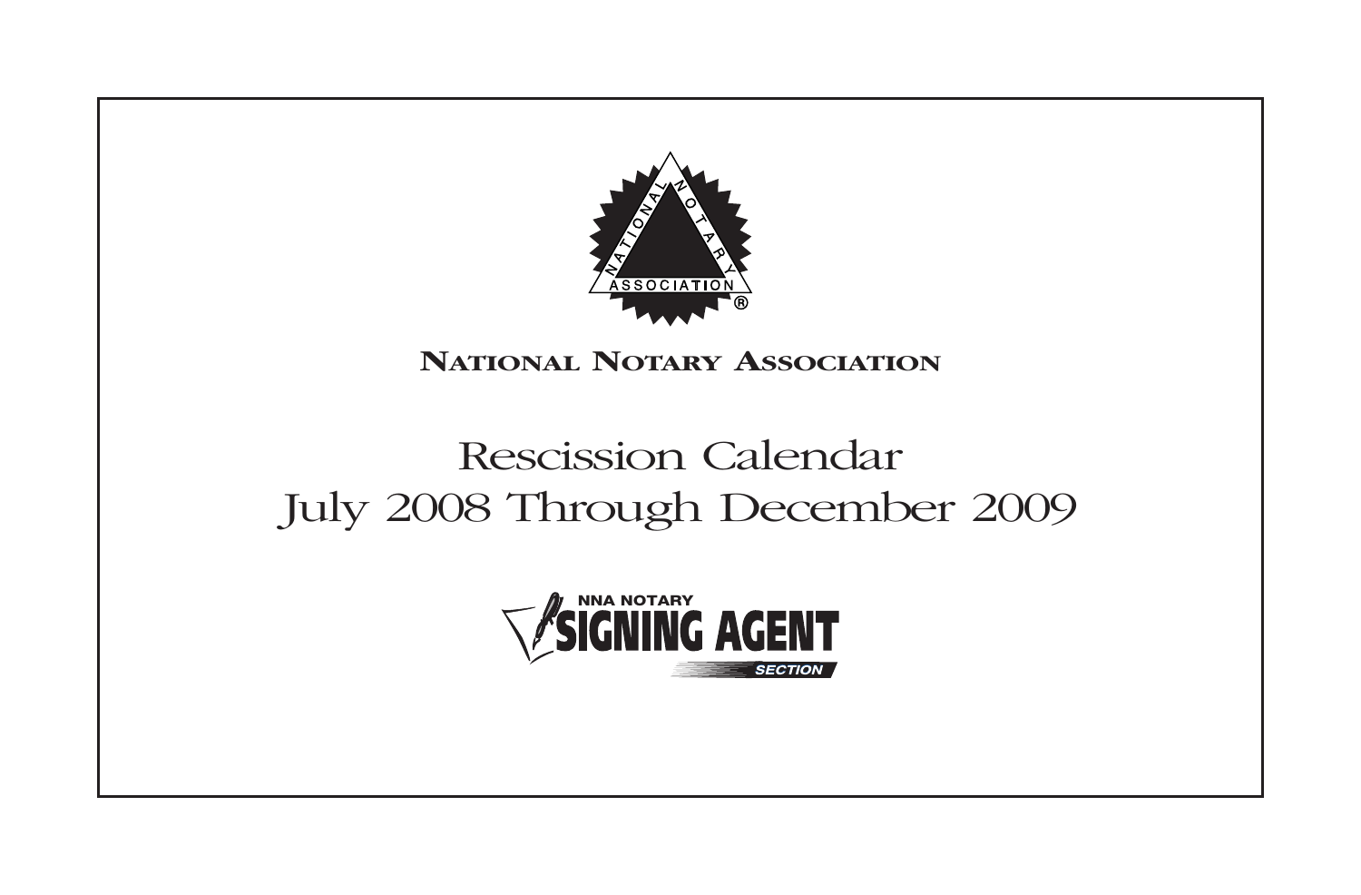# National Notary Association

## Rescission Calendar
## July 2008 Through December 2009

NNA NOTARY SIGNING AGENT SECTION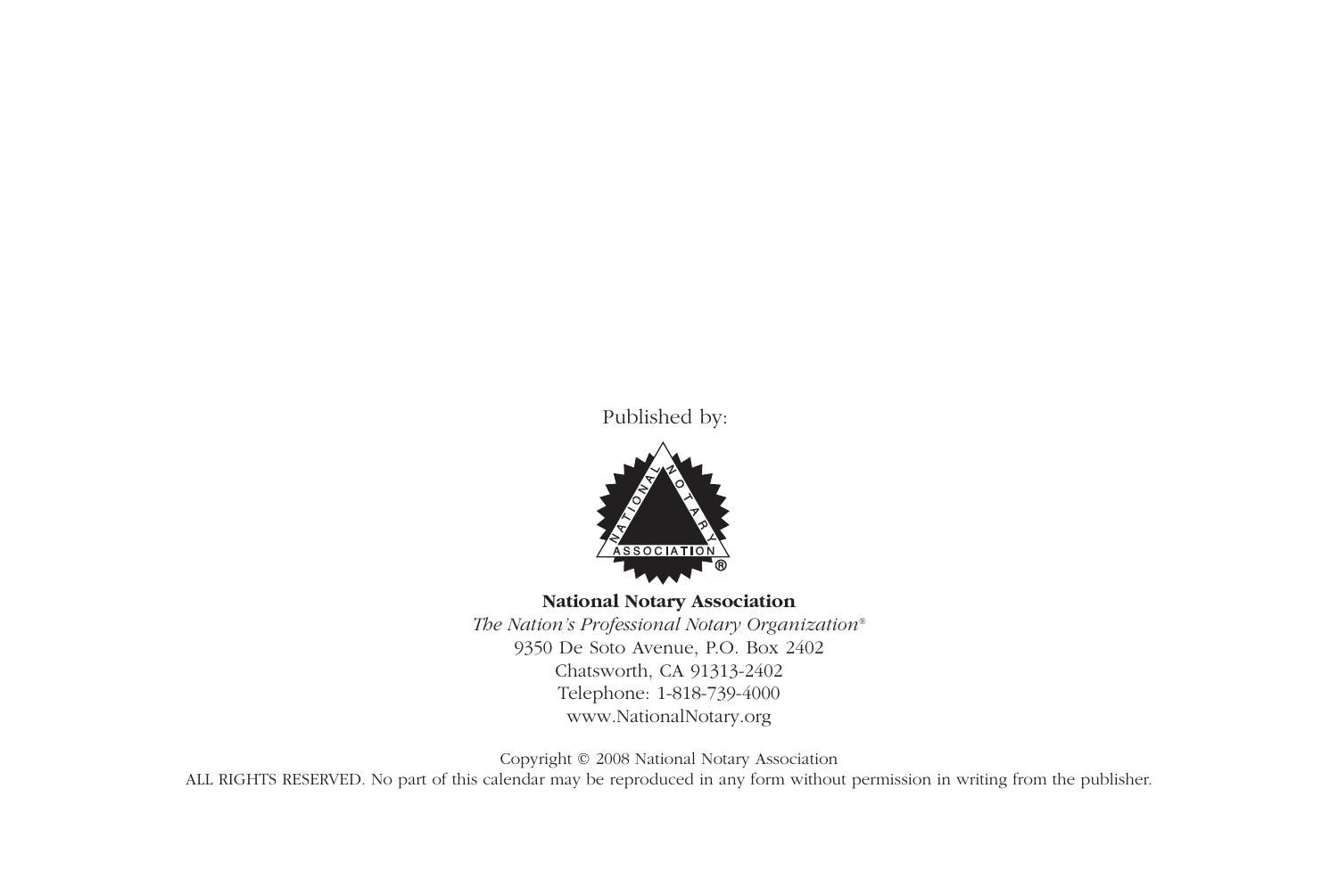Published by:

**National Notary Association**

*The Nation's Professional Notary Organization®*

9350 De Soto Avenue, P.O. Box 2402

Chatsworth, CA 91313-2402

Telephone: 1-818-739-4000

www.NationalNotary.org

Copyright © 2008 National Notary Association

ALL RIGHTS RESERVED. No part of this calendar may be reproduced in any form without permission in writing from the publisher.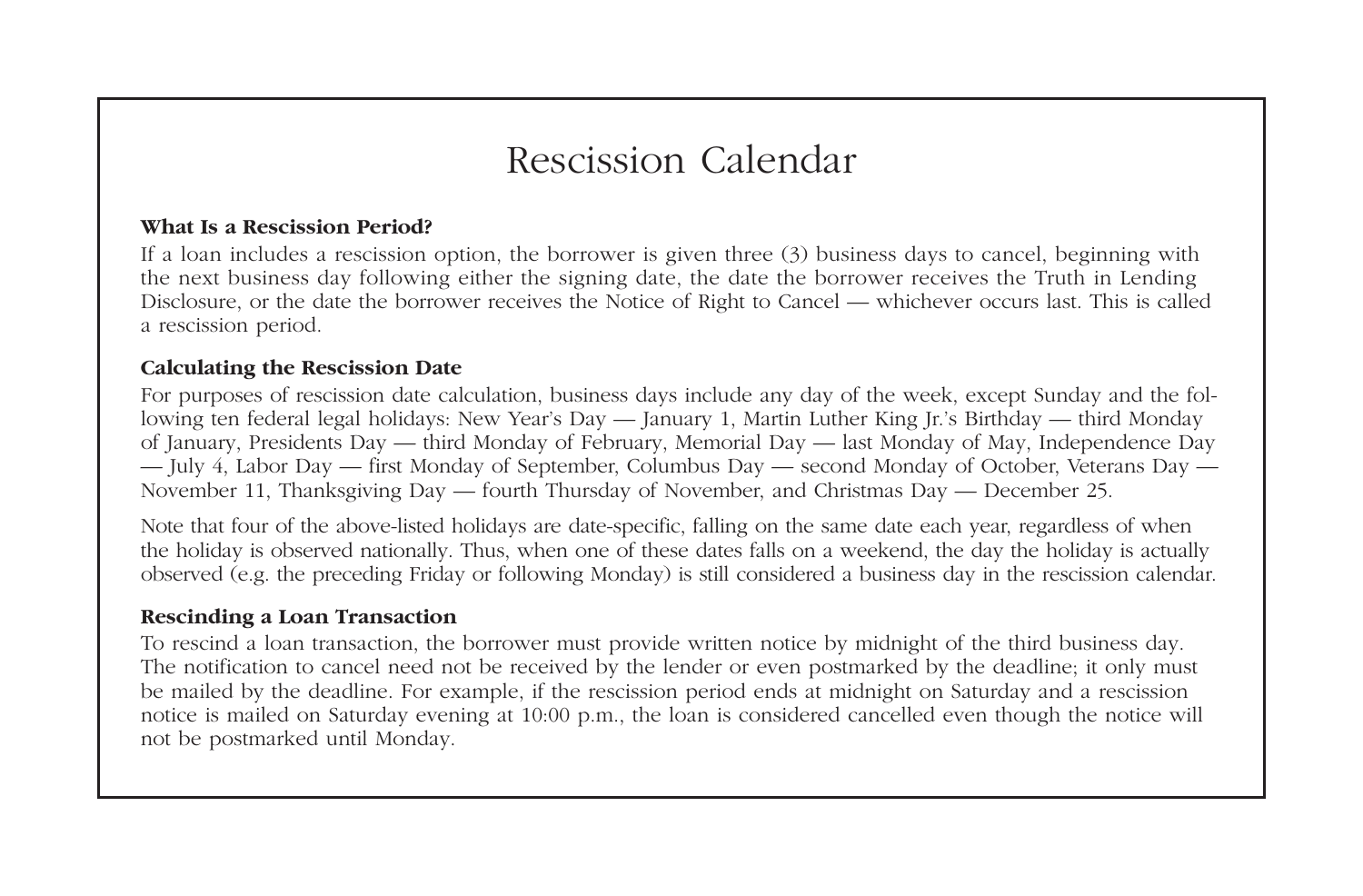# Rescission Calendar

**What Is a Rescission Period?**

If a loan includes a rescission option, the borrower is given three (3) business days to cancel, beginning with the next business day following either the signing date, the date the borrower receives the Truth in Lending Disclosure, or the date the borrower receives the Notice of Right to Cancel — whichever occurs last. This is called a rescission period.

**Calculating the Rescission Date**

For purposes of rescission date calculation, business days include any day of the week, except Sunday and the following ten federal legal holidays: New Year's Day — January 1, Martin Luther King Jr.'s Birthday — third Monday of January, Presidents Day — third Monday of February, Memorial Day — last Monday of May, Independence Day — July 4, Labor Day — first Monday of September, Columbus Day — second Monday of October, Veterans Day — November 11, Thanksgiving Day — fourth Thursday of November, and Christmas Day — December 25.

Note that four of the above-listed holidays are date-specific, falling on the same date each year, regardless of when the holiday is observed nationally. Thus, when one of these dates falls on a weekend, the day the holiday is actually observed (e.g. the preceding Friday or following Monday) is still considered a business day in the rescission calendar.

**Rescinding a Loan Transaction**

To rescind a loan transaction, the borrower must provide written notice by midnight of the third business day. The notification to cancel need not be received by the lender or even postmarked by the deadline; it only must be mailed by the deadline. For example, if the rescission period ends at midnight on Saturday and a rescission notice is mailed on Saturday evening at 10:00 p.m., the loan is considered cancelled even though the notice will not be postmarked until Monday.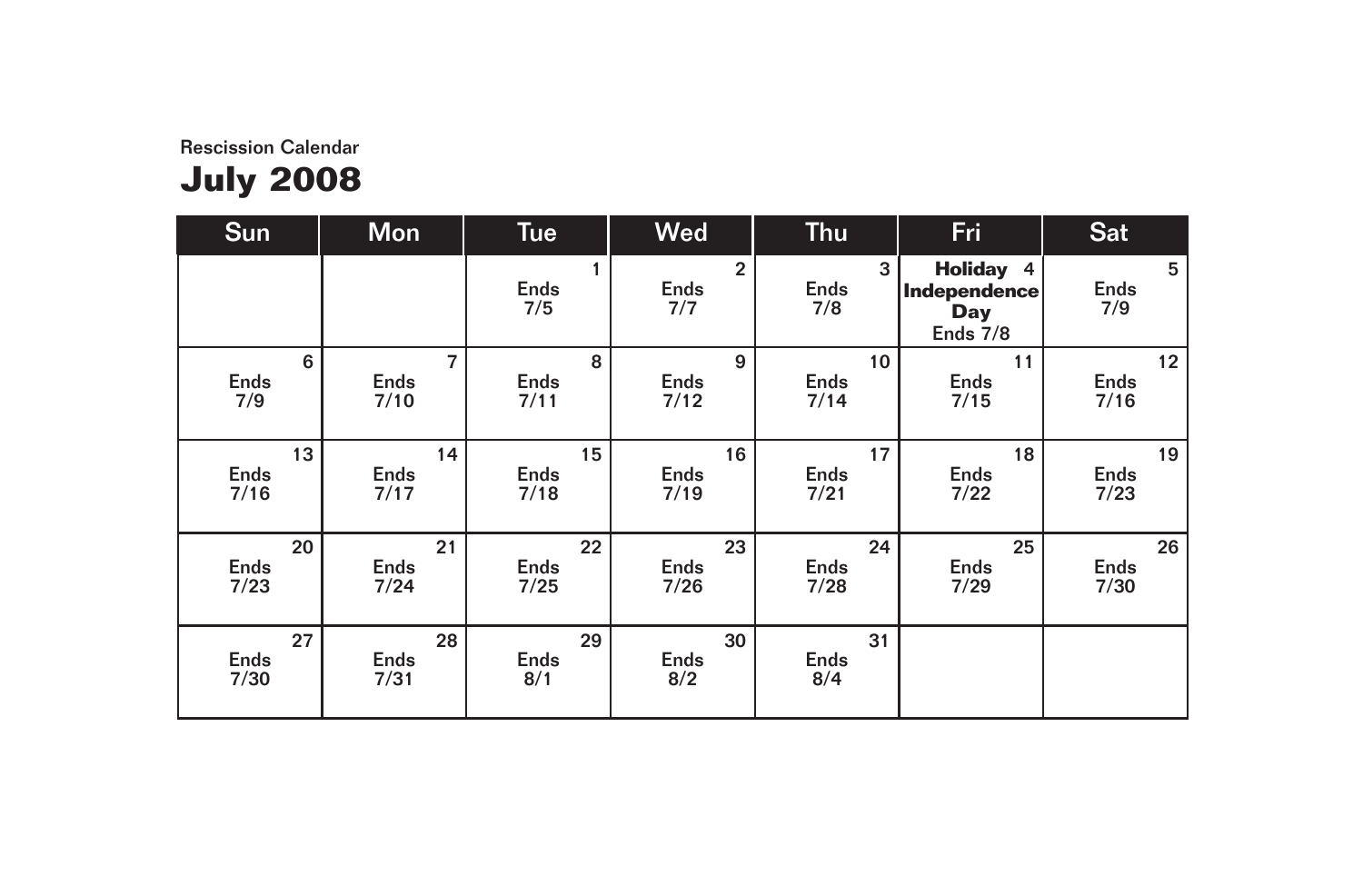Rescission Calendar

# July 2008

| Sun | Mon | Tue | Wed | Thu | Fri | Sat |
|---|---|---|---|---|---|---|
| | | 1<br>Ends<br>7/5 | 2<br>Ends<br>7/7 | 3<br>Ends<br>7/8 | **Holiday** 4<br>**Independence Day**<br>Ends 7/8 | 5<br>Ends<br>7/9 |
| 6<br>Ends<br>7/9 | 7<br>Ends<br>7/10 | 8<br>Ends<br>7/11 | 9<br>Ends<br>7/12 | 10<br>Ends<br>7/14 | 11<br>Ends<br>7/15 | 12<br>Ends<br>7/16 |
| 13<br>Ends<br>7/16 | 14<br>Ends<br>7/17 | 15<br>Ends<br>7/18 | 16<br>Ends<br>7/19 | 17<br>Ends<br>7/21 | 18<br>Ends<br>7/22 | 19<br>Ends<br>7/23 |
| 20<br>Ends<br>7/23 | 21<br>Ends<br>7/24 | 22<br>Ends<br>7/25 | 23<br>Ends<br>7/26 | 24<br>Ends<br>7/28 | 25<br>Ends<br>7/29 | 26<br>Ends<br>7/30 |
| 27<br>Ends<br>7/30 | 28<br>Ends<br>7/31 | 29<br>Ends<br>8/1 | 30<br>Ends<br>8/2 | 31<br>Ends<br>8/4 | | |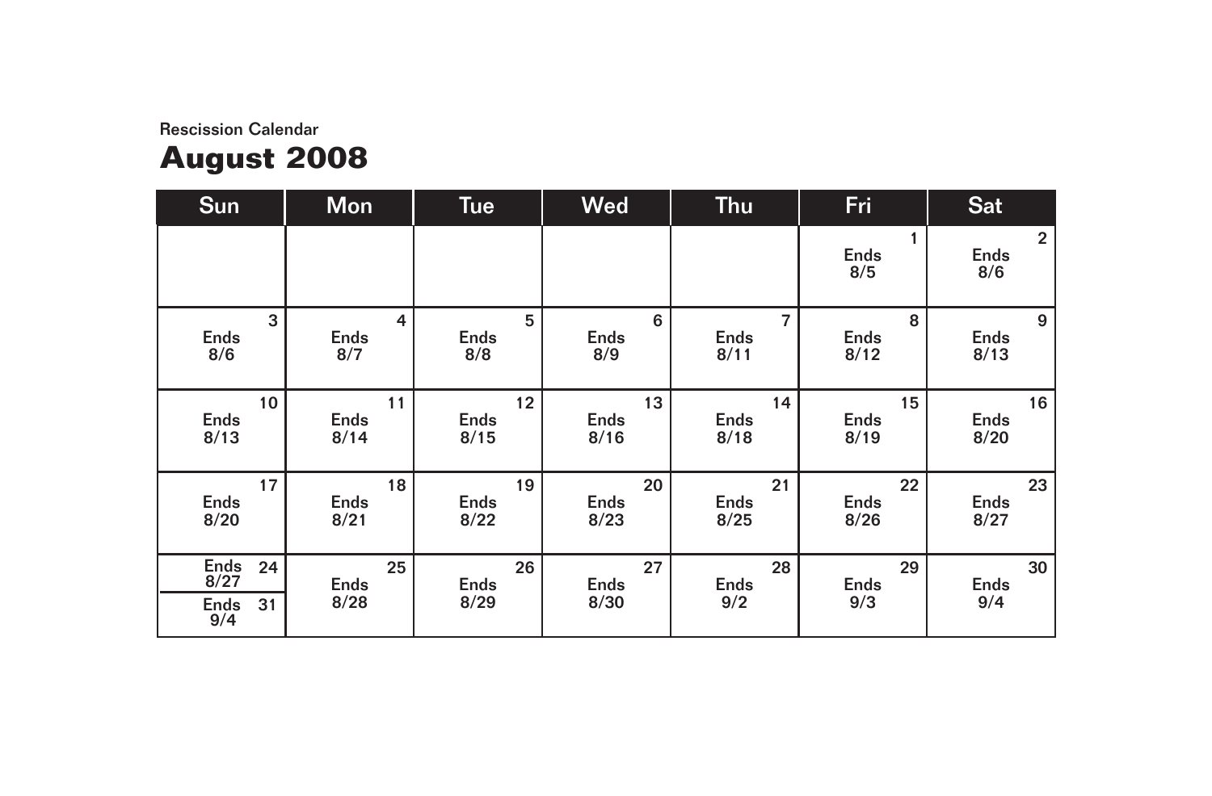Rescission Calendar

# August 2008

| Sun | Mon | Tue | Wed | Thu | Fri | Sat |
|---|---|---|---|---|---|---|
| | | | | | 1 Ends 8/5 | 2 Ends 8/6 |
| 3 Ends 8/6 | 4 Ends 8/7 | 5 Ends 8/8 | 6 Ends 8/9 | 7 Ends 8/11 | 8 Ends 8/12 | 9 Ends 8/13 |
| 10 Ends 8/13 | 11 Ends 8/14 | 12 Ends 8/15 | 13 Ends 8/16 | 14 Ends 8/18 | 15 Ends 8/19 | 16 Ends 8/20 |
| 17 Ends 8/20 | 18 Ends 8/21 | 19 Ends 8/22 | 20 Ends 8/23 | 21 Ends 8/25 | 22 Ends 8/26 | 23 Ends 8/27 |
| 24 Ends 8/27 / 31 Ends 9/4 | 25 Ends 8/28 | 26 Ends 8/29 | 27 Ends 8/30 | 28 Ends 9/2 | 29 Ends 9/3 | 30 Ends 9/4 |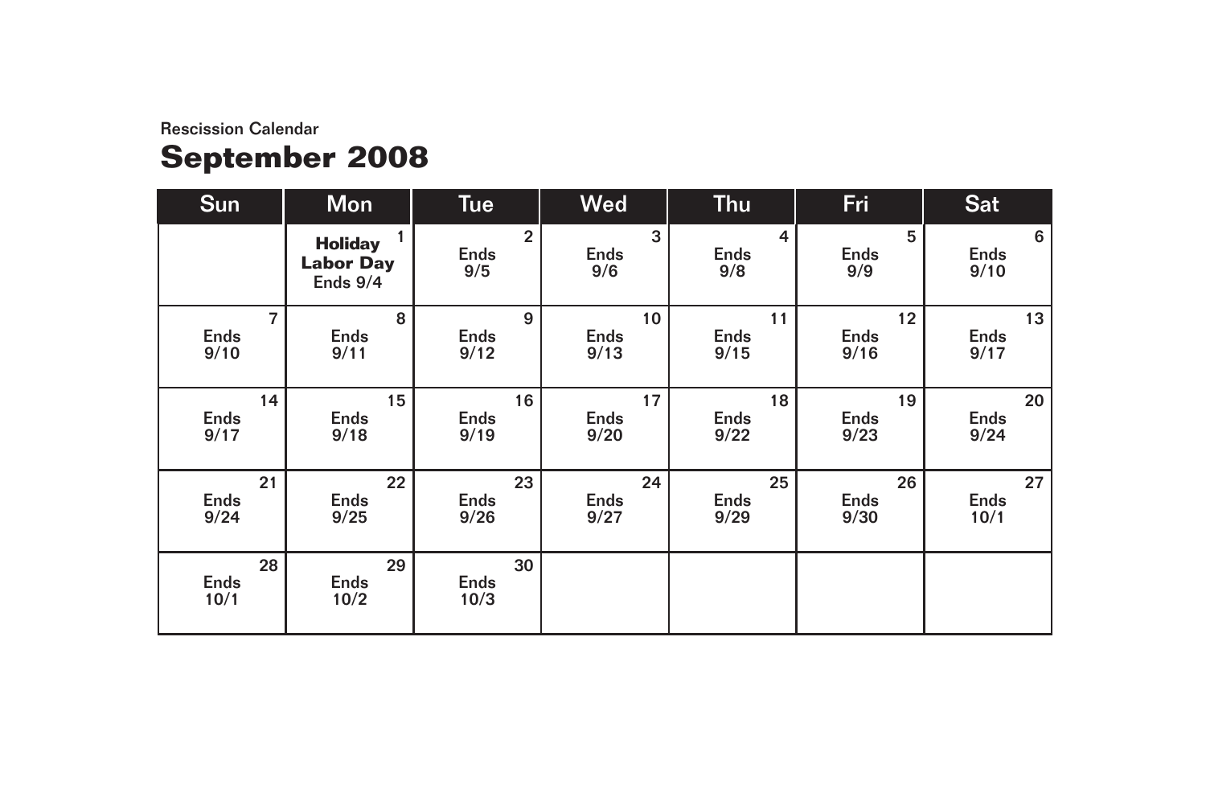Rescission Calendar

# September 2008

| Sun | Mon | Tue | Wed | Thu | Fri | Sat |
|---|---|---|---|---|---|---|
| | 1 **Holiday Labor Day** Ends 9/4 | 2 Ends 9/5 | 3 Ends 9/6 | 4 Ends 9/8 | 5 Ends 9/9 | 6 Ends 9/10 |
| 7 Ends 9/10 | 8 Ends 9/11 | 9 Ends 9/12 | 10 Ends 9/13 | 11 Ends 9/15 | 12 Ends 9/16 | 13 Ends 9/17 |
| 14 Ends 9/17 | 15 Ends 9/18 | 16 Ends 9/19 | 17 Ends 9/20 | 18 Ends 9/22 | 19 Ends 9/23 | 20 Ends 9/24 |
| 21 Ends 9/24 | 22 Ends 9/25 | 23 Ends 9/26 | 24 Ends 9/27 | 25 Ends 9/29 | 26 Ends 9/30 | 27 Ends 10/1 |
| 28 Ends 10/1 | 29 Ends 10/2 | 30 Ends 10/3 | | | | |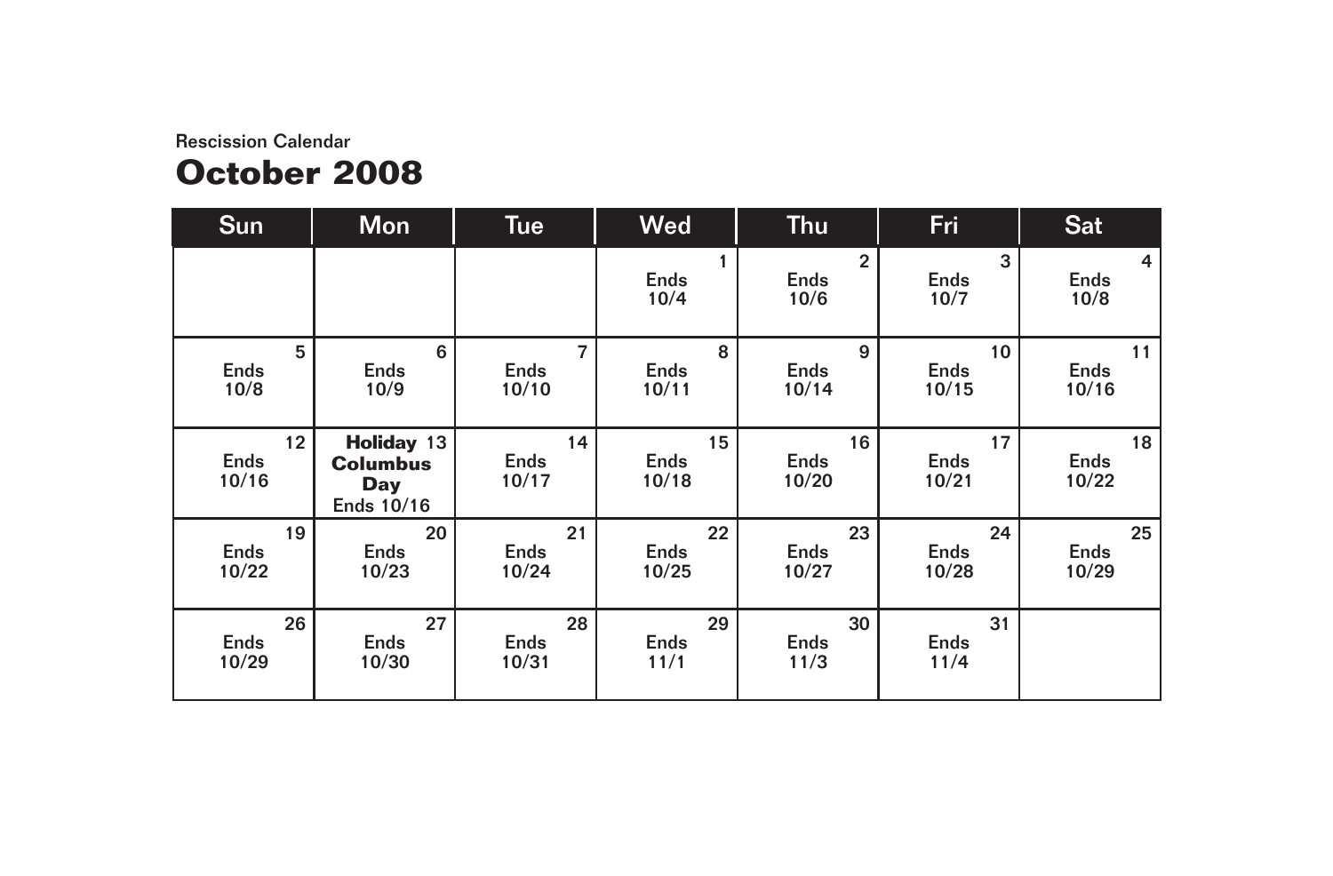Rescission Calendar

# October 2008

| Sun | Mon | Tue | Wed | Thu | Fri | Sat |
|---|---|---|---|---|---|---|
| | | | 1 Ends 10/4 | 2 Ends 10/6 | 3 Ends 10/7 | 4 Ends 10/8 |
| 5 Ends 10/8 | 6 Ends 10/9 | 7 Ends 10/10 | 8 Ends 10/11 | 9 Ends 10/14 | 10 Ends 10/15 | 11 Ends 10/16 |
| 12 Ends 10/16 | **Holiday** 13 **Columbus Day** Ends 10/16 | 14 Ends 10/17 | 15 Ends 10/18 | 16 Ends 10/20 | 17 Ends 10/21 | 18 Ends 10/22 |
| 19 Ends 10/22 | 20 Ends 10/23 | 21 Ends 10/24 | 22 Ends 10/25 | 23 Ends 10/27 | 24 Ends 10/28 | 25 Ends 10/29 |
| 26 Ends 10/29 | 27 Ends 10/30 | 28 Ends 10/31 | 29 Ends 11/1 | 30 Ends 11/3 | 31 Ends 11/4 | |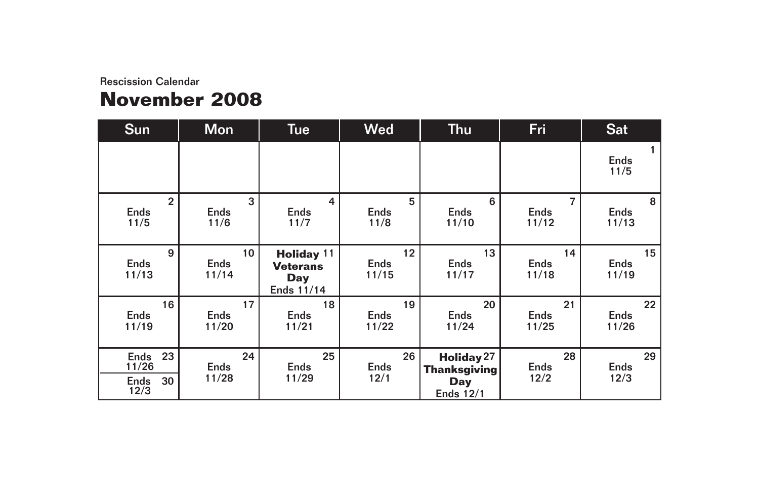Rescission Calendar

# November 2008

| Sun | Mon | Tue | Wed | Thu | Fri | Sat |
|---|---|---|---|---|---|---|
| | | | | | | 1 Ends 11/5 |
| 2 Ends 11/5 | 3 Ends 11/6 | 4 Ends 11/7 | 5 Ends 11/8 | 6 Ends 11/10 | 7 Ends 11/12 | 8 Ends 11/13 |
| 9 Ends 11/13 | 10 Ends 11/14 | 11 **Holiday Veterans Day** Ends 11/14 | 12 Ends 11/15 | 13 Ends 11/17 | 14 Ends 11/18 | 15 Ends 11/19 |
| 16 Ends 11/19 | 17 Ends 11/20 | 18 Ends 11/21 | 19 Ends 11/22 | 20 Ends 11/24 | 21 Ends 11/25 | 22 Ends 11/26 |
| 23 Ends 11/26<br>30 Ends 12/3 | 24 Ends 11/28 | 25 Ends 11/29 | 26 Ends 12/1 | 27 **Holiday Thanksgiving Day** Ends 12/1 | 28 Ends 12/2 | 29 Ends 12/3 |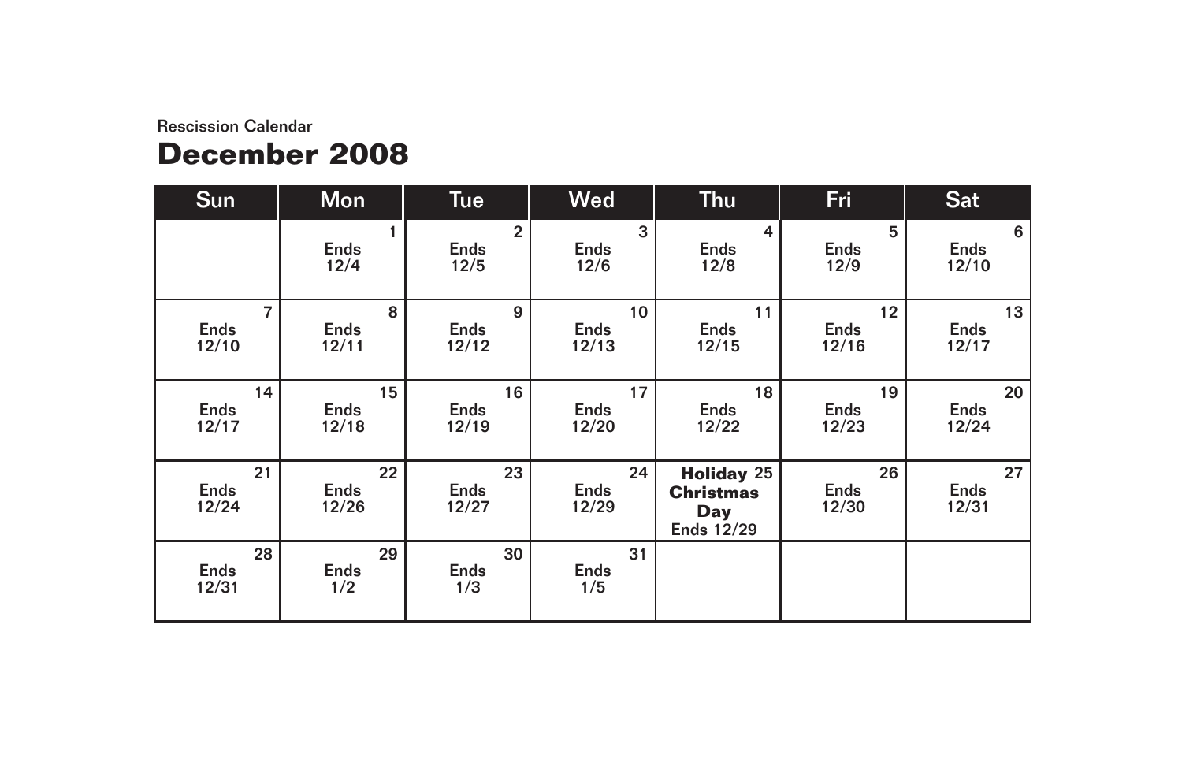Rescission Calendar

# December 2008

| Sun | Mon | Tue | Wed | Thu | Fri | Sat |
|---|---|---|---|---|---|---|
| | 1 Ends 12/4 | 2 Ends 12/5 | 3 Ends 12/6 | 4 Ends 12/8 | 5 Ends 12/9 | 6 Ends 12/10 |
| 7 Ends 12/10 | 8 Ends 12/11 | 9 Ends 12/12 | 10 Ends 12/13 | 11 Ends 12/15 | 12 Ends 12/16 | 13 Ends 12/17 |
| 14 Ends 12/17 | 15 Ends 12/18 | 16 Ends 12/19 | 17 Ends 12/20 | 18 Ends 12/22 | 19 Ends 12/23 | 20 Ends 12/24 |
| 21 Ends 12/24 | 22 Ends 12/26 | 23 Ends 12/27 | 24 Ends 12/29 | **Holiday** 25 **Christmas Day** Ends 12/29 | 26 Ends 12/30 | 27 Ends 12/31 |
| 28 Ends 12/31 | 29 Ends 1/2 | 30 Ends 1/3 | 31 Ends 1/5 | | | |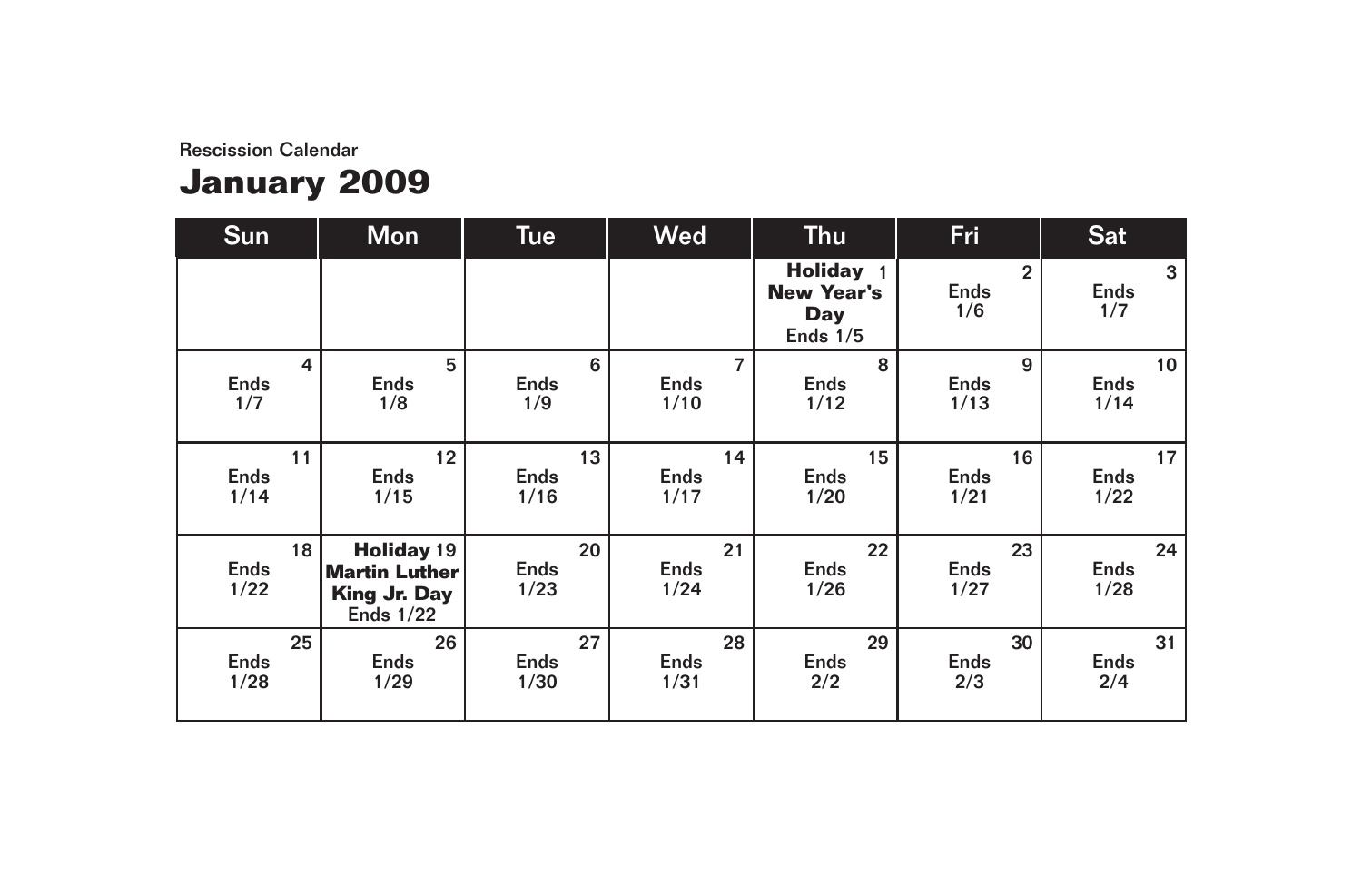Rescission Calendar

# January 2009

| Sun | Mon | Tue | Wed | Thu | Fri | Sat |
|---|---|---|---|---|---|---|
| | | | | 1 **Holiday New Year's Day** Ends 1/5 | 2 Ends 1/6 | 3 Ends 1/7 |
| 4 Ends 1/7 | 5 Ends 1/8 | 6 Ends 1/9 | 7 Ends 1/10 | 8 Ends 1/12 | 9 Ends 1/13 | 10 Ends 1/14 |
| 11 Ends 1/14 | 12 Ends 1/15 | 13 Ends 1/16 | 14 Ends 1/17 | 15 Ends 1/20 | 16 Ends 1/21 | 17 Ends 1/22 |
| 18 Ends 1/22 | 19 **Holiday Martin Luther King Jr. Day** Ends 1/22 | 20 Ends 1/23 | 21 Ends 1/24 | 22 Ends 1/26 | 23 Ends 1/27 | 24 Ends 1/28 |
| 25 Ends 1/28 | 26 Ends 1/29 | 27 Ends 1/30 | 28 Ends 1/31 | 29 Ends 2/2 | 30 Ends 2/3 | 31 Ends 2/4 |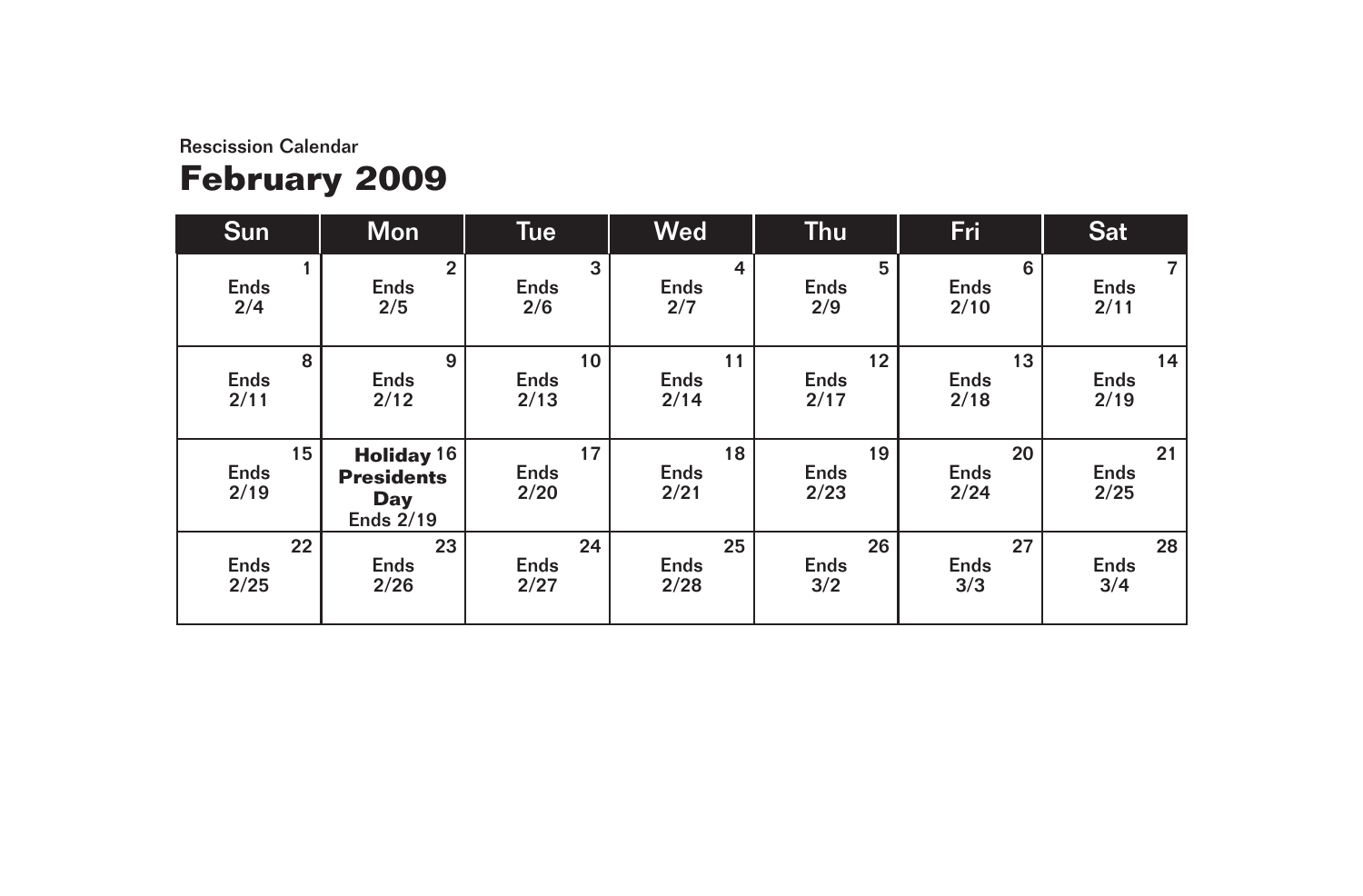Rescission Calendar

# February 2009

| Sun | Mon | Tue | Wed | Thu | Fri | Sat |
|---|---|---|---|---|---|---|
| 1 Ends 2/4 | 2 Ends 2/5 | 3 Ends 2/6 | 4 Ends 2/7 | 5 Ends 2/9 | 6 Ends 2/10 | 7 Ends 2/11 |
| 8 Ends 2/11 | 9 Ends 2/12 | 10 Ends 2/13 | 11 Ends 2/14 | 12 Ends 2/17 | 13 Ends 2/18 | 14 Ends 2/19 |
| 15 Ends 2/19 | 16 **Holiday Presidents Day** Ends 2/19 | 17 Ends 2/20 | 18 Ends 2/21 | 19 Ends 2/23 | 20 Ends 2/24 | 21 Ends 2/25 |
| 22 Ends 2/25 | 23 Ends 2/26 | 24 Ends 2/27 | 25 Ends 2/28 | 26 Ends 3/2 | 27 Ends 3/3 | 28 Ends 3/4 |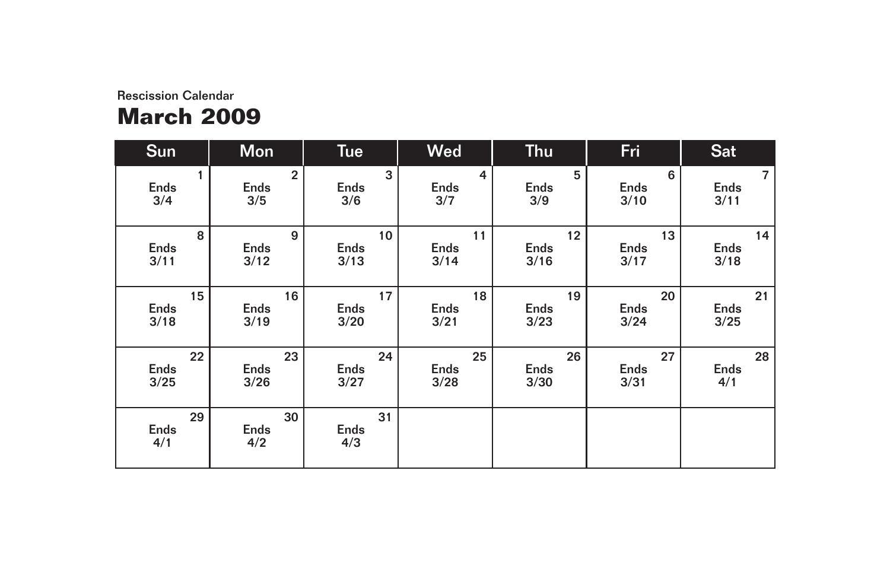Rescission Calendar

# March 2009

| Sun | Mon | Tue | Wed | Thu | Fri | Sat |
|---|---|---|---|---|---|---|
| 1 Ends 3/4 | 2 Ends 3/5 | 3 Ends 3/6 | 4 Ends 3/7 | 5 Ends 3/9 | 6 Ends 3/10 | 7 Ends 3/11 |
| 8 Ends 3/11 | 9 Ends 3/12 | 10 Ends 3/13 | 11 Ends 3/14 | 12 Ends 3/16 | 13 Ends 3/17 | 14 Ends 3/18 |
| 15 Ends 3/18 | 16 Ends 3/19 | 17 Ends 3/20 | 18 Ends 3/21 | 19 Ends 3/23 | 20 Ends 3/24 | 21 Ends 3/25 |
| 22 Ends 3/25 | 23 Ends 3/26 | 24 Ends 3/27 | 25 Ends 3/28 | 26 Ends 3/30 | 27 Ends 3/31 | 28 Ends 4/1 |
| 29 Ends 4/1 | 30 Ends 4/2 | 31 Ends 4/3 | | | | |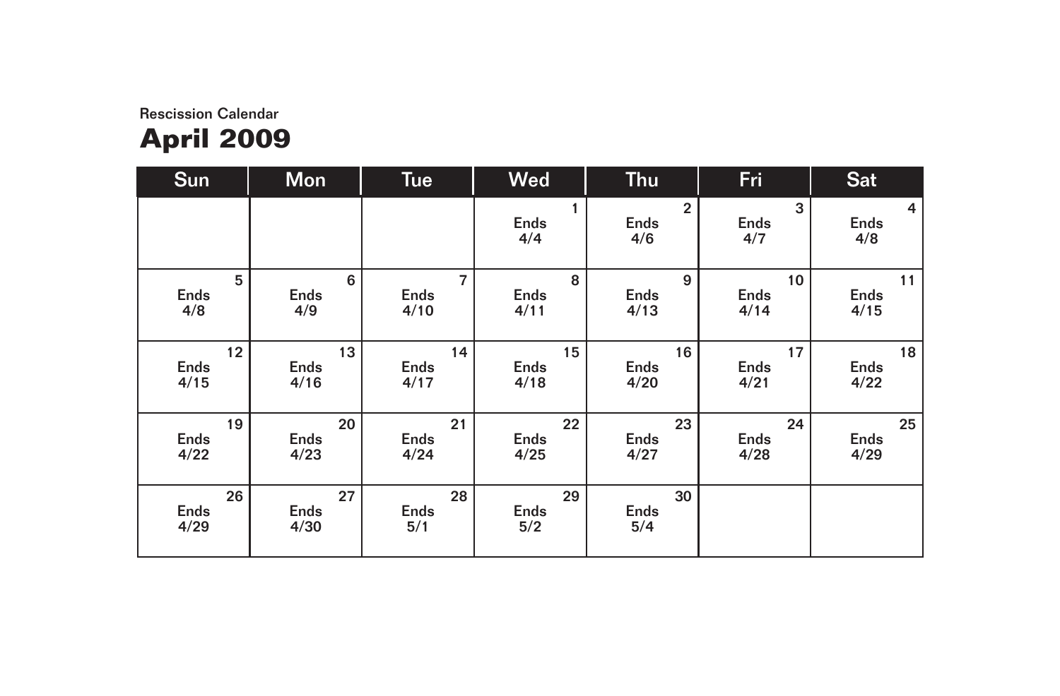Rescission Calendar

# April 2009

| Sun | Mon | Tue | Wed | Thu | Fri | Sat |
|---|---|---|---|---|---|---|
| | | | 1 Ends 4/4 | 2 Ends 4/6 | 3 Ends 4/7 | 4 Ends 4/8 |
| 5 Ends 4/8 | 6 Ends 4/9 | 7 Ends 4/10 | 8 Ends 4/11 | 9 Ends 4/13 | 10 Ends 4/14 | 11 Ends 4/15 |
| 12 Ends 4/15 | 13 Ends 4/16 | 14 Ends 4/17 | 15 Ends 4/18 | 16 Ends 4/20 | 17 Ends 4/21 | 18 Ends 4/22 |
| 19 Ends 4/22 | 20 Ends 4/23 | 21 Ends 4/24 | 22 Ends 4/25 | 23 Ends 4/27 | 24 Ends 4/28 | 25 Ends 4/29 |
| 26 Ends 4/29 | 27 Ends 4/30 | 28 Ends 5/1 | 29 Ends 5/2 | 30 Ends 5/4 | | |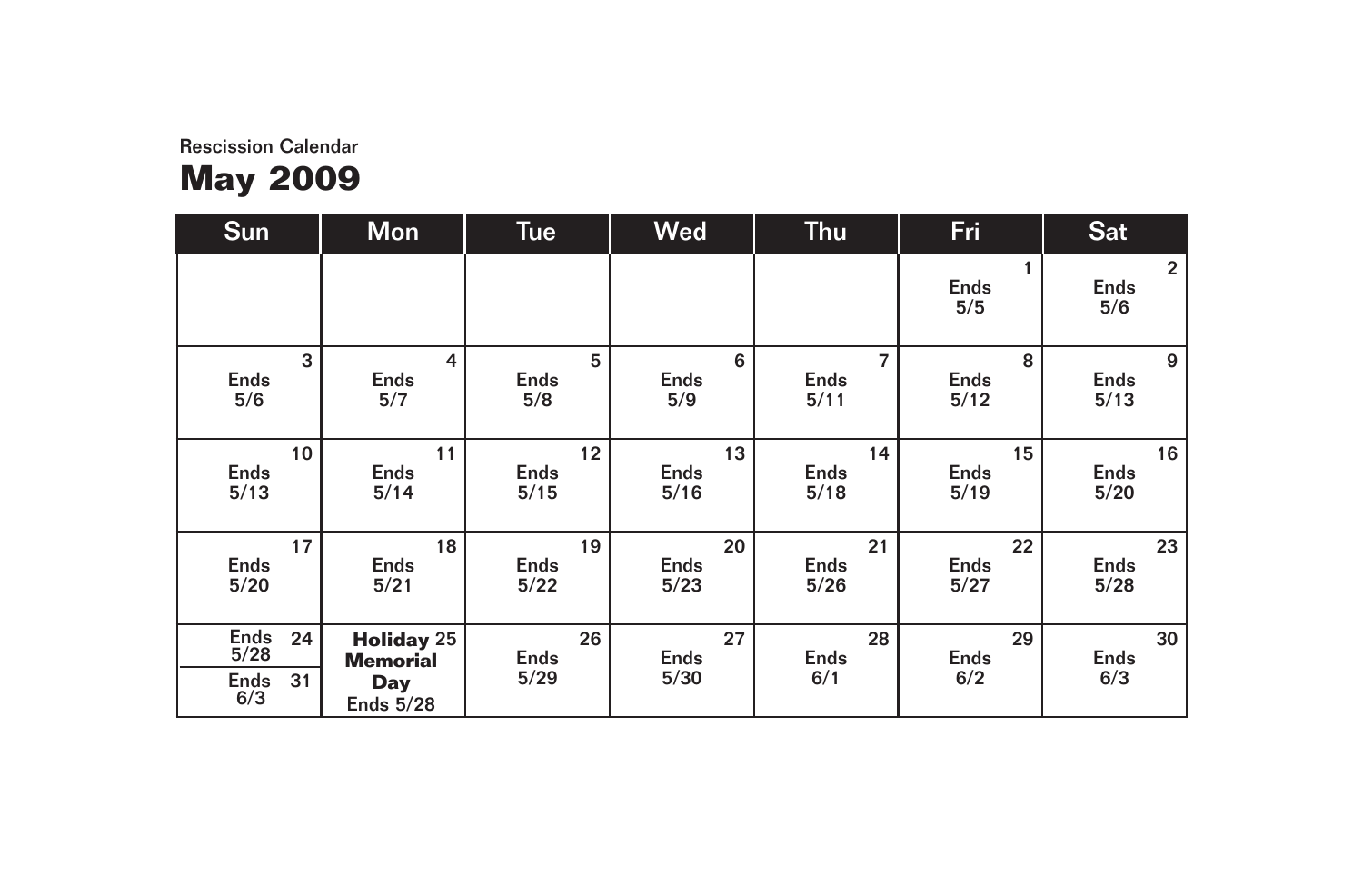Rescission Calendar

# May 2009

| Sun | Mon | Tue | Wed | Thu | Fri | Sat |
|---|---|---|---|---|---|---|
| | | | | | 1 Ends 5/5 | 2 Ends 5/6 |
| 3 Ends 5/6 | 4 Ends 5/7 | 5 Ends 5/8 | 6 Ends 5/9 | 7 Ends 5/11 | 8 Ends 5/12 | 9 Ends 5/13 |
| 10 Ends 5/13 | 11 Ends 5/14 | 12 Ends 5/15 | 13 Ends 5/16 | 14 Ends 5/18 | 15 Ends 5/19 | 16 Ends 5/20 |
| 17 Ends 5/20 | 18 Ends 5/21 | 19 Ends 5/22 | 20 Ends 5/23 | 21 Ends 5/26 | 22 Ends 5/27 | 23 Ends 5/28 |
| 24 Ends 5/28 / 31 Ends 6/3 | 25 **Holiday Memorial Day** Ends 5/28 | 26 Ends 5/29 | 27 Ends 5/30 | 28 Ends 6/1 | 29 Ends 6/2 | 30 Ends 6/3 |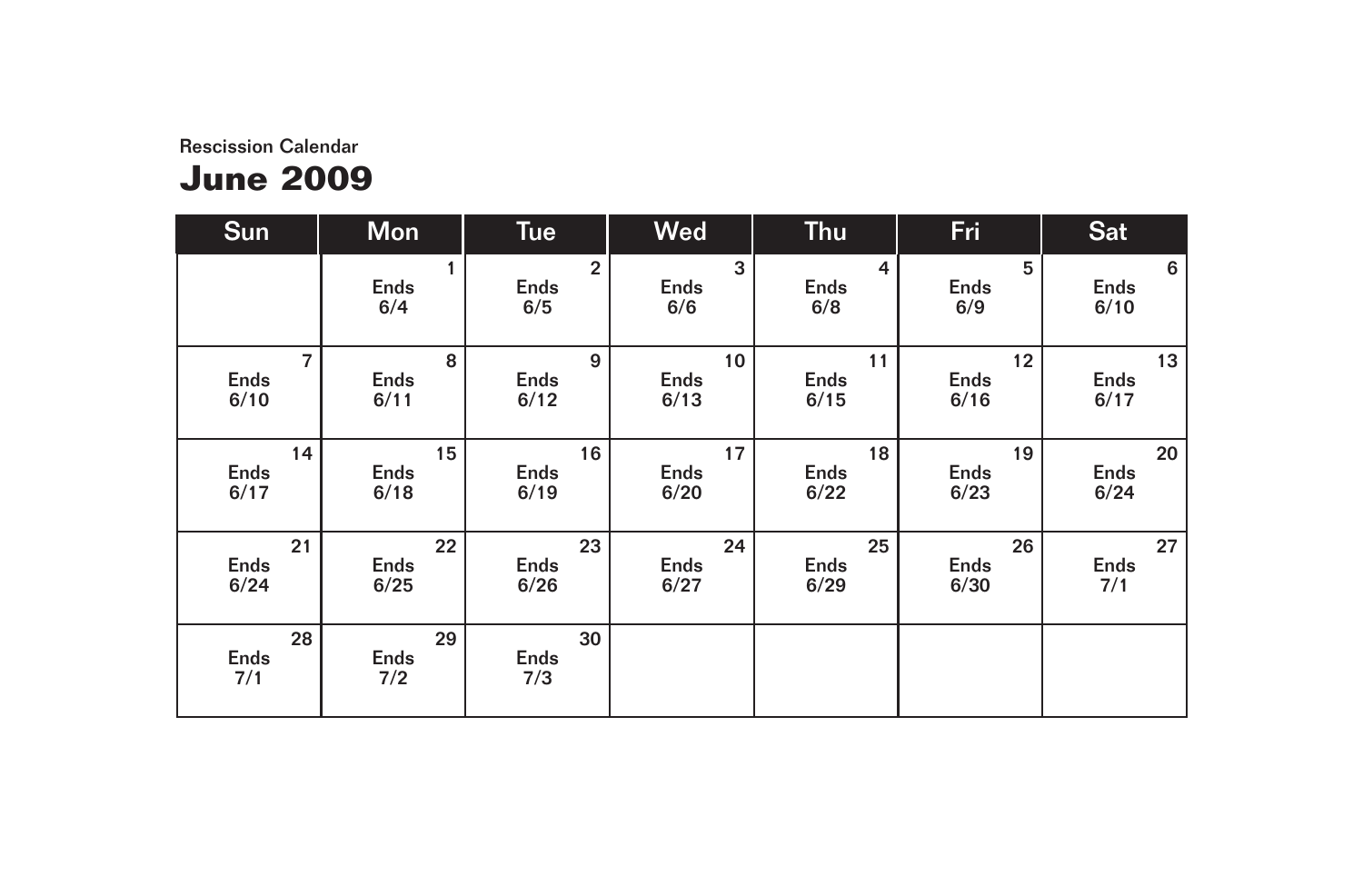Rescission Calendar

# June 2009

| Sun | Mon | Tue | Wed | Thu | Fri | Sat |
|---|---|---|---|---|---|---|
| | 1 Ends 6/4 | 2 Ends 6/5 | 3 Ends 6/6 | 4 Ends 6/8 | 5 Ends 6/9 | 6 Ends 6/10 |
| 7 Ends 6/10 | 8 Ends 6/11 | 9 Ends 6/12 | 10 Ends 6/13 | 11 Ends 6/15 | 12 Ends 6/16 | 13 Ends 6/17 |
| 14 Ends 6/17 | 15 Ends 6/18 | 16 Ends 6/19 | 17 Ends 6/20 | 18 Ends 6/22 | 19 Ends 6/23 | 20 Ends 6/24 |
| 21 Ends 6/24 | 22 Ends 6/25 | 23 Ends 6/26 | 24 Ends 6/27 | 25 Ends 6/29 | 26 Ends 6/30 | 27 Ends 7/1 |
| 28 Ends 7/1 | 29 Ends 7/2 | 30 Ends 7/3 | | | | |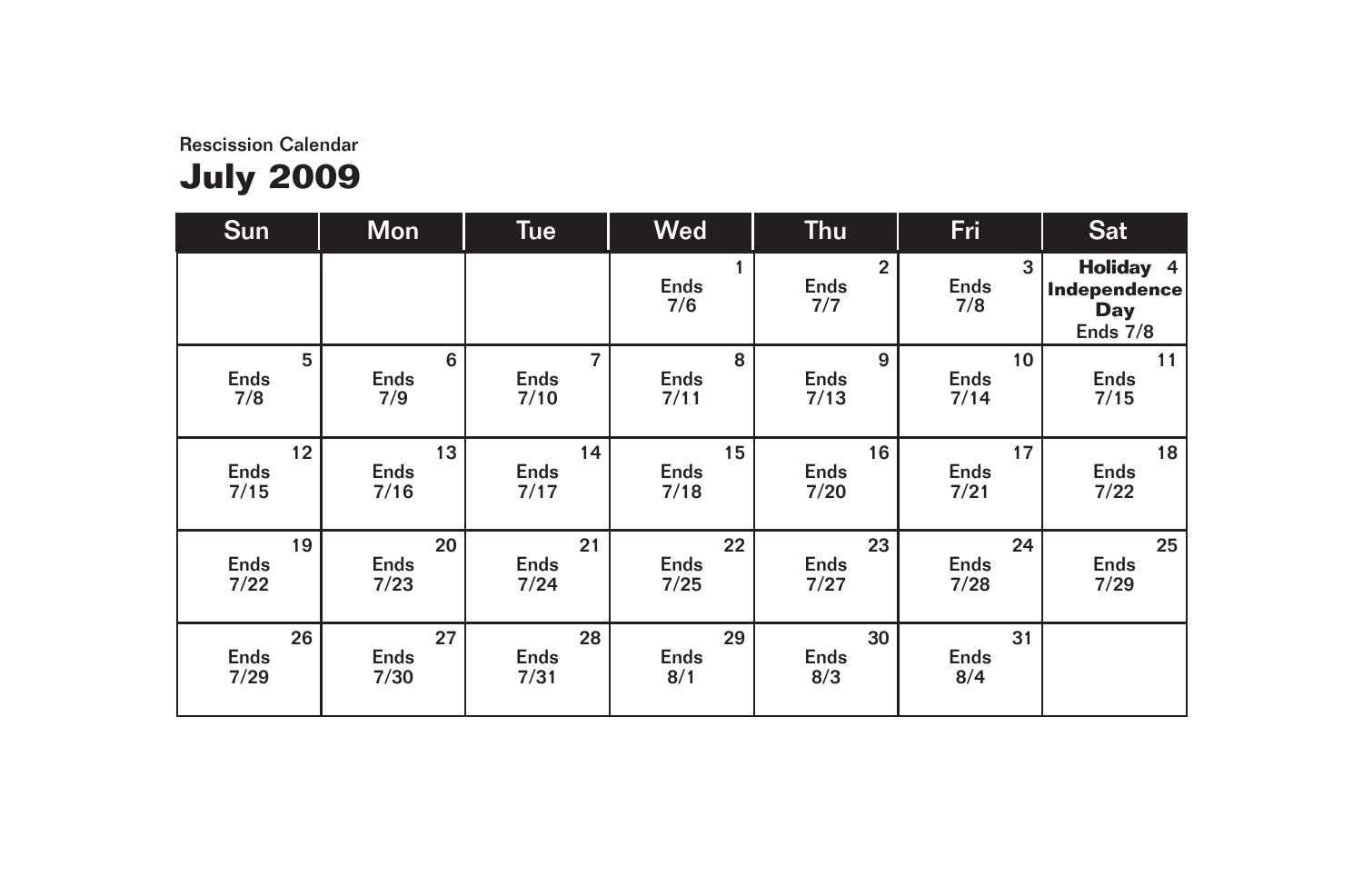Rescission Calendar

# July 2009

| Sun | Mon | Tue | Wed | Thu | Fri | Sat |
|---|---|---|---|---|---|---|
| | | | 1 Ends 7/6 | 2 Ends 7/7 | 3 Ends 7/8 | 4 **Holiday Independence Day** Ends 7/8 |
| 5 Ends 7/8 | 6 Ends 7/9 | 7 Ends 7/10 | 8 Ends 7/11 | 9 Ends 7/13 | 10 Ends 7/14 | 11 Ends 7/15 |
| 12 Ends 7/15 | 13 Ends 7/16 | 14 Ends 7/17 | 15 Ends 7/18 | 16 Ends 7/20 | 17 Ends 7/21 | 18 Ends 7/22 |
| 19 Ends 7/22 | 20 Ends 7/23 | 21 Ends 7/24 | 22 Ends 7/25 | 23 Ends 7/27 | 24 Ends 7/28 | 25 Ends 7/29 |
| 26 Ends 7/29 | 27 Ends 7/30 | 28 Ends 7/31 | 29 Ends 8/1 | 30 Ends 8/3 | 31 Ends 8/4 | |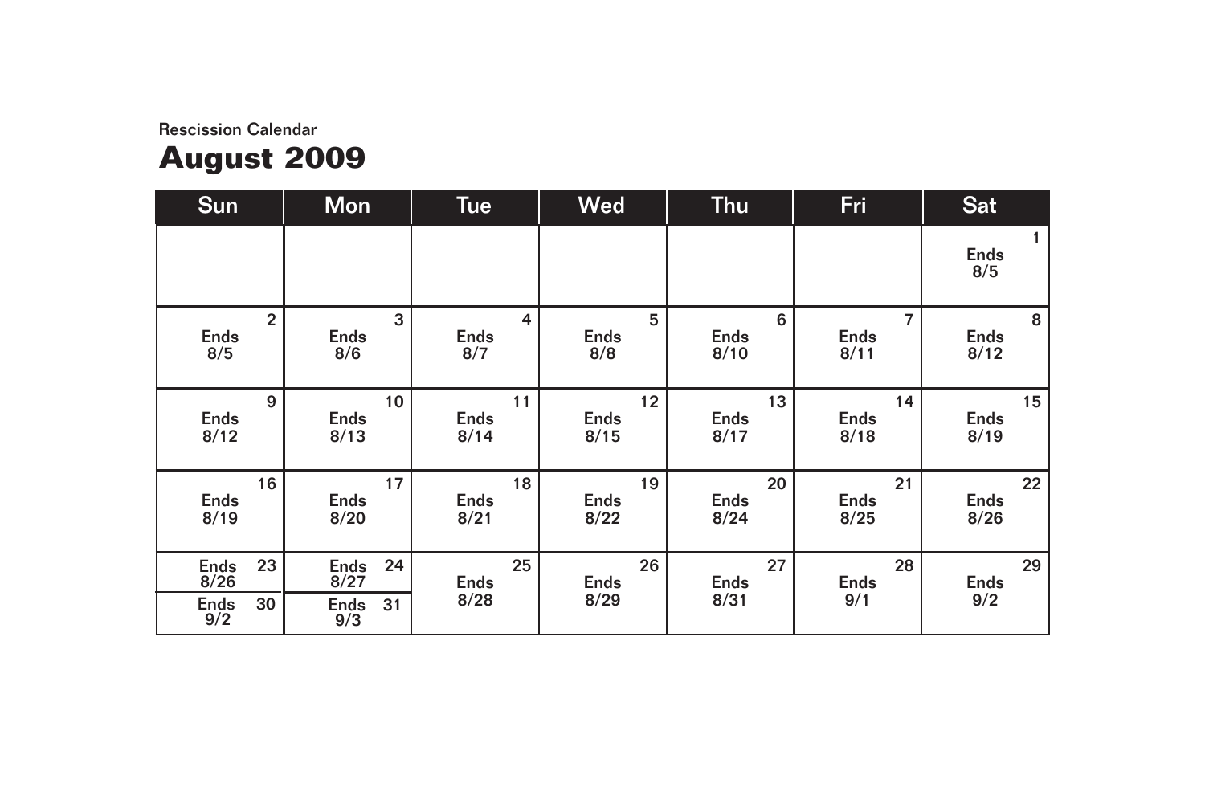Rescission Calendar

# August 2009

| Sun | Mon | Tue | Wed | Thu | Fri | Sat |
|---|---|---|---|---|---|---|
| | | | | | | 1 Ends 8/5 |
| 2 Ends 8/5 | 3 Ends 8/6 | 4 Ends 8/7 | 5 Ends 8/8 | 6 Ends 8/10 | 7 Ends 8/11 | 8 Ends 8/12 |
| 9 Ends 8/12 | 10 Ends 8/13 | 11 Ends 8/14 | 12 Ends 8/15 | 13 Ends 8/17 | 14 Ends 8/18 | 15 Ends 8/19 |
| 16 Ends 8/19 | 17 Ends 8/20 | 18 Ends 8/21 | 19 Ends 8/22 | 20 Ends 8/24 | 21 Ends 8/25 | 22 Ends 8/26 |
| 23 Ends 8/26 / 30 Ends 9/2 | 24 Ends 8/27 / 31 Ends 9/3 | 25 Ends 8/28 | 26 Ends 8/29 | 27 Ends 8/31 | 28 Ends 9/1 | 29 Ends 9/2 |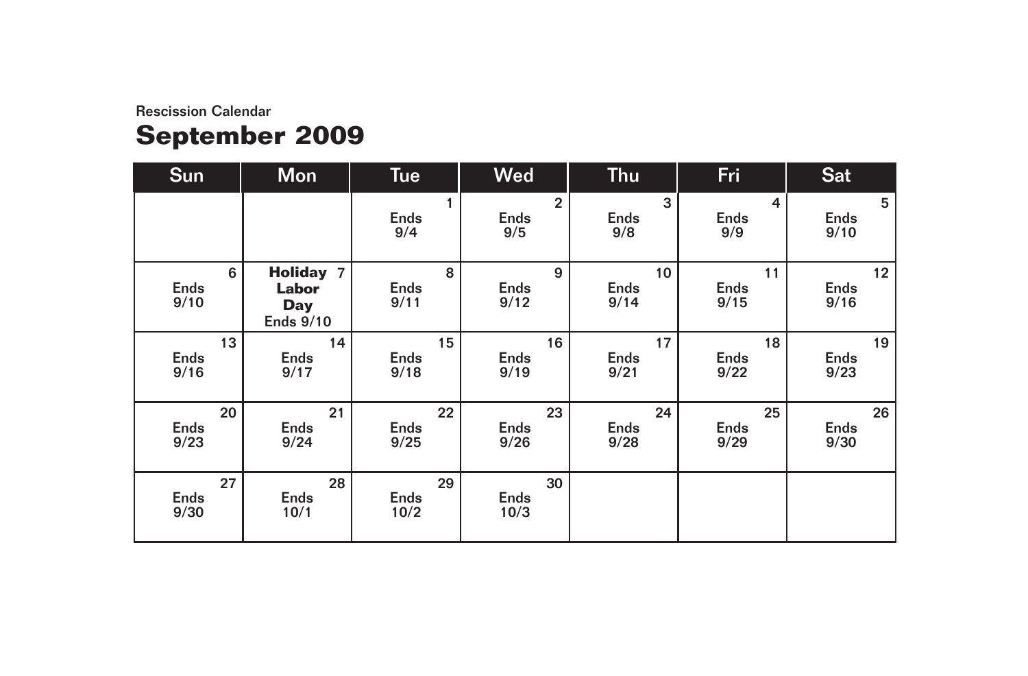Rescission Calendar

# September 2009

| Sun | Mon | Tue | Wed | Thu | Fri | Sat |
|---|---|---|---|---|---|---|
| | | 1 Ends 9/4 | 2 Ends 9/5 | 3 Ends 9/8 | 4 Ends 9/9 | 5 Ends 9/10 |
| 6 Ends 9/10 | 7 **Holiday Labor Day** Ends 9/10 | 8 Ends 9/11 | 9 Ends 9/12 | 10 Ends 9/14 | 11 Ends 9/15 | 12 Ends 9/16 |
| 13 Ends 9/16 | 14 Ends 9/17 | 15 Ends 9/18 | 16 Ends 9/19 | 17 Ends 9/21 | 18 Ends 9/22 | 19 Ends 9/23 |
| 20 Ends 9/23 | 21 Ends 9/24 | 22 Ends 9/25 | 23 Ends 9/26 | 24 Ends 9/28 | 25 Ends 9/29 | 26 Ends 9/30 |
| 27 Ends 9/30 | 28 Ends 10/1 | 29 Ends 10/2 | 30 Ends 10/3 | | | |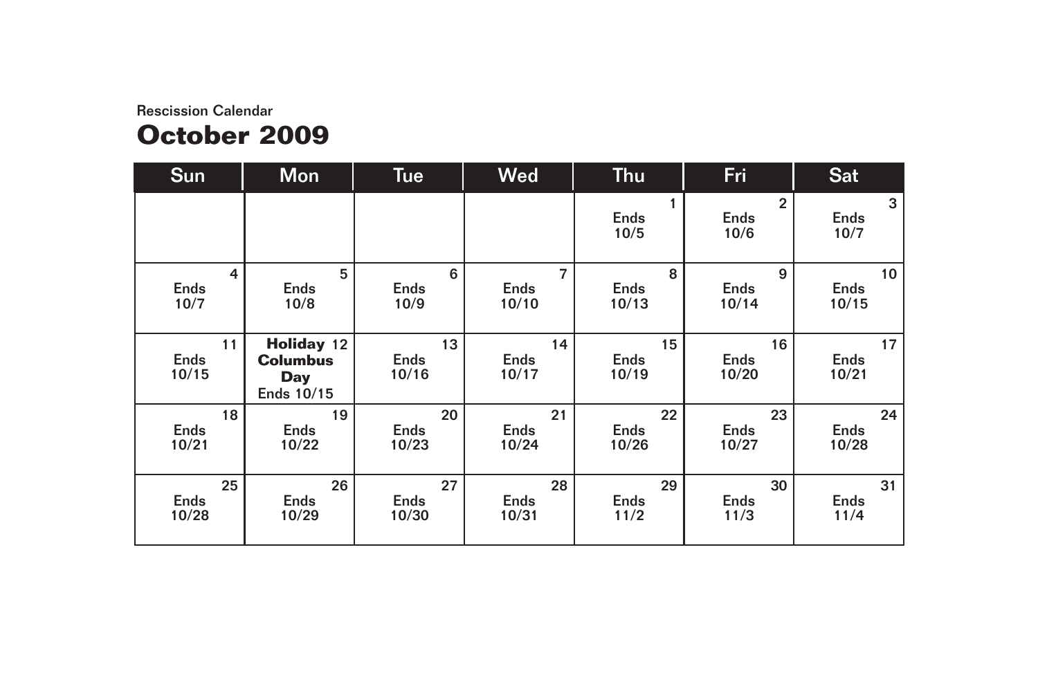Rescission Calendar

# October 2009

| Sun | Mon | Tue | Wed | Thu | Fri | Sat |
|---|---|---|---|---|---|---|
| | | | | 1 Ends 10/5 | 2 Ends 10/6 | 3 Ends 10/7 |
| 4 Ends 10/7 | 5 Ends 10/8 | 6 Ends 10/9 | 7 Ends 10/10 | 8 Ends 10/13 | 9 Ends 10/14 | 10 Ends 10/15 |
| 11 Ends 10/15 | **Holiday** 12 **Columbus Day** Ends 10/15 | 13 Ends 10/16 | 14 Ends 10/17 | 15 Ends 10/19 | 16 Ends 10/20 | 17 Ends 10/21 |
| 18 Ends 10/21 | 19 Ends 10/22 | 20 Ends 10/23 | 21 Ends 10/24 | 22 Ends 10/26 | 23 Ends 10/27 | 24 Ends 10/28 |
| 25 Ends 10/28 | 26 Ends 10/29 | 27 Ends 10/30 | 28 Ends 10/31 | 29 Ends 11/2 | 30 Ends 11/3 | 31 Ends 11/4 |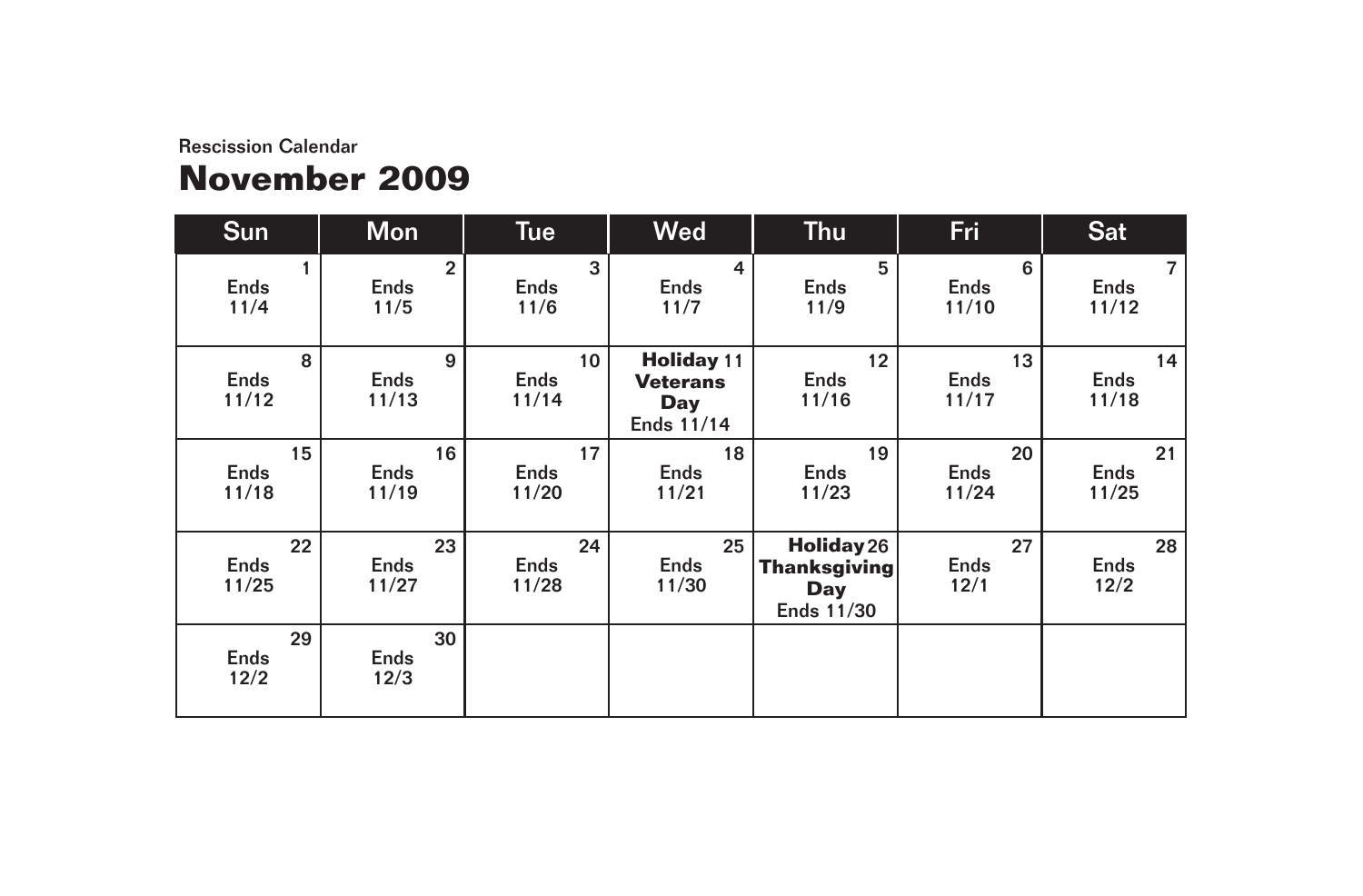Rescission Calendar

# November 2009

| Sun | Mon | Tue | Wed | Thu | Fri | Sat |
|---|---|---|---|---|---|---|
| 1 Ends 11/4 | 2 Ends 11/5 | 3 Ends 11/6 | 4 Ends 11/7 | 5 Ends 11/9 | 6 Ends 11/10 | 7 Ends 11/12 |
| 8 Ends 11/12 | 9 Ends 11/13 | 10 Ends 11/14 | **Holiday** 11 **Veterans Day** Ends 11/14 | 12 Ends 11/16 | 13 Ends 11/17 | 14 Ends 11/18 |
| 15 Ends 11/18 | 16 Ends 11/19 | 17 Ends 11/20 | 18 Ends 11/21 | 19 Ends 11/23 | 20 Ends 11/24 | 21 Ends 11/25 |
| 22 Ends 11/25 | 23 Ends 11/27 | 24 Ends 11/28 | 25 Ends 11/30 | **Holiday** 26 **Thanksgiving Day** Ends 11/30 | 27 Ends 12/1 | 28 Ends 12/2 |
| 29 Ends 12/2 | 30 Ends 12/3 | | | | | |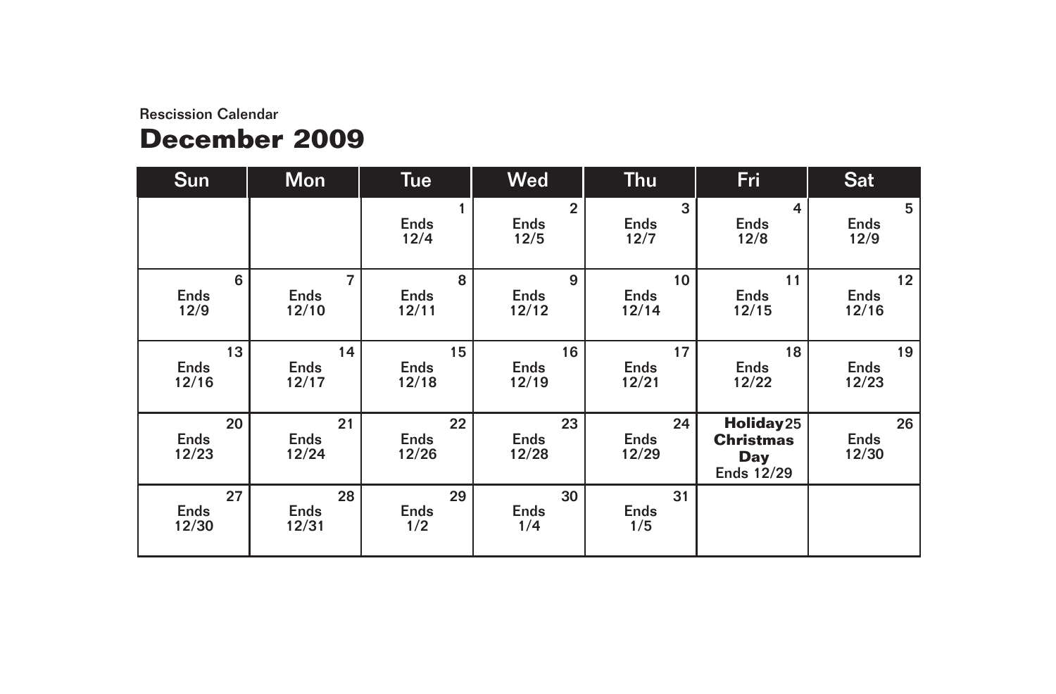Rescission Calendar

# December 2009

| Sun | Mon | Tue | Wed | Thu | Fri | Sat |
|---|---|---|---|---|---|---|
| | | 1 Ends 12/4 | 2 Ends 12/5 | 3 Ends 12/7 | 4 Ends 12/8 | 5 Ends 12/9 |
| 6 Ends 12/9 | 7 Ends 12/10 | 8 Ends 12/11 | 9 Ends 12/12 | 10 Ends 12/14 | 11 Ends 12/15 | 12 Ends 12/16 |
| 13 Ends 12/16 | 14 Ends 12/17 | 15 Ends 12/18 | 16 Ends 12/19 | 17 Ends 12/21 | 18 Ends 12/22 | 19 Ends 12/23 |
| 20 Ends 12/23 | 21 Ends 12/24 | 22 Ends 12/26 | 23 Ends 12/28 | 24 Ends 12/29 | 25 **Holiday Christmas Day** Ends 12/29 | 26 Ends 12/30 |
| 27 Ends 12/30 | 28 Ends 12/31 | 29 Ends 1/2 | 30 Ends 1/4 | 31 Ends 1/5 | | |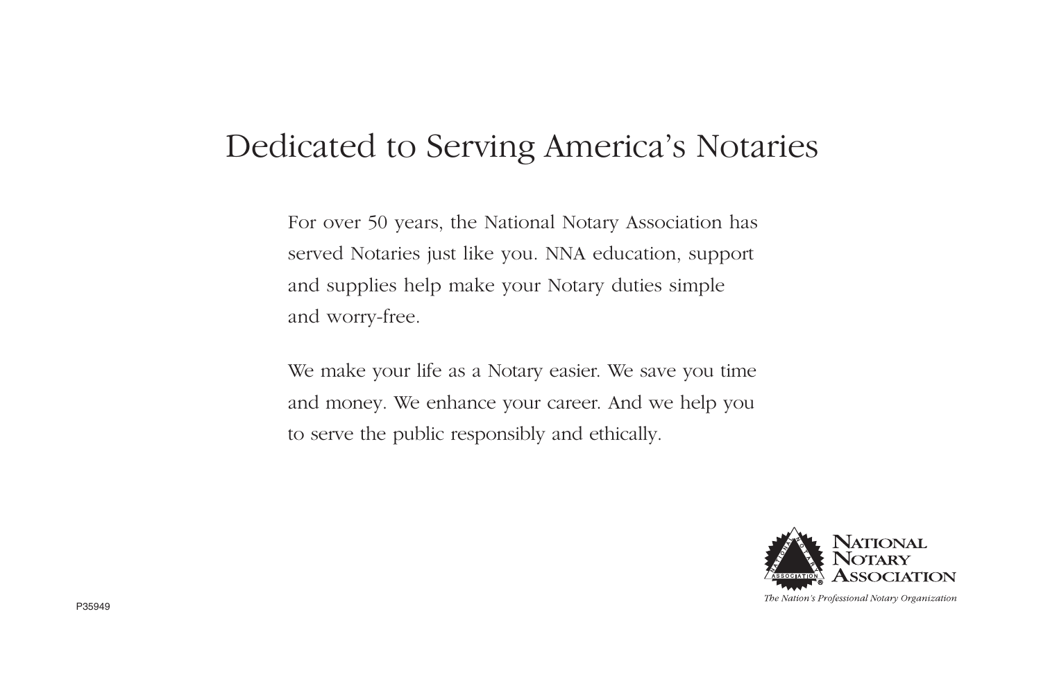# Dedicated to Serving America's Notaries

For over 50 years, the National Notary Association has served Notaries just like you. NNA education, support and supplies help make your Notary duties simple and worry-free.

We make your life as a Notary easier. We save you time and money. We enhance your career. And we help you to serve the public responsibly and ethically.

National Notary Association

*The Nation's Professional Notary Organization*

P35949